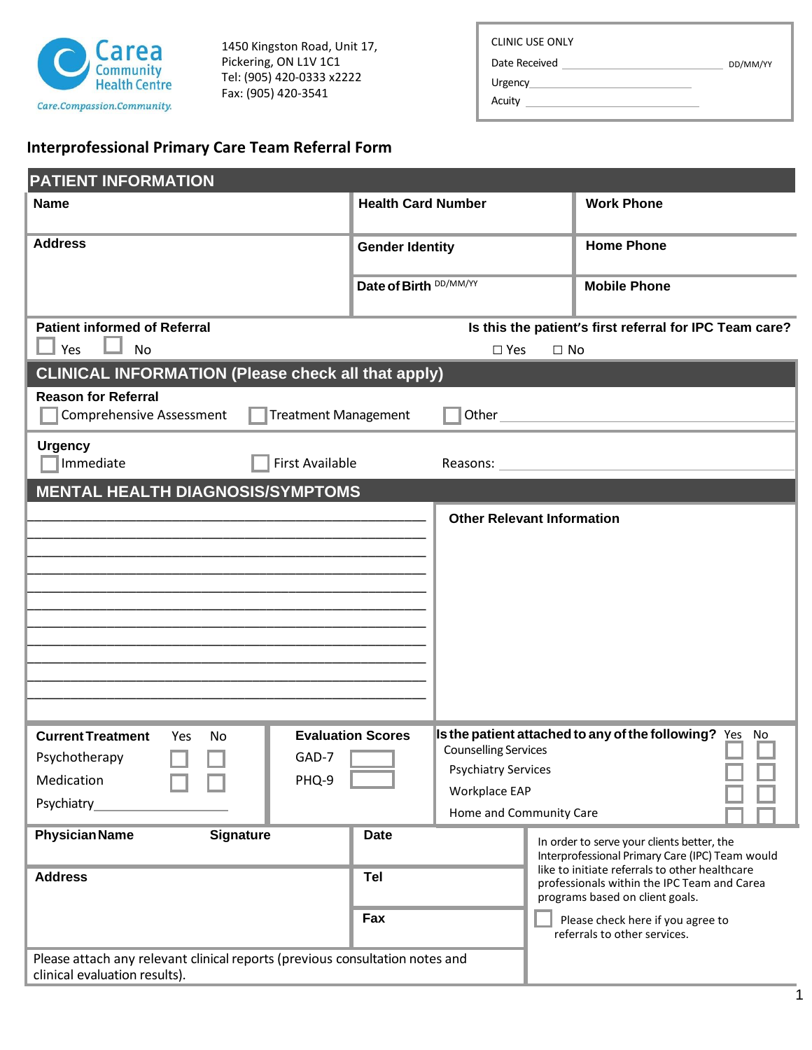Carea Community Health Centre
Care.Compassion.Community.

1450 Kingston Road, Unit 17,
Pickering, ON L1V 1C1
Tel: (905) 420-0333 x2222
Fax: (905) 420-3541

| CLINIC USE ONLY | |
|---|---|
| Date Received | DD/MM/YY |
| Urgency | |
| Acuity | |

## Interprofessional Primary Care Team Referral Form

### PATIENT INFORMATION

| | | |
|---|---|---|
| **Name** | **Health Card Number** | **Work Phone** |
| **Address** | **Gender Identity** | **Home Phone** |
| | **Date of Birth** DD/MM/YY | **Mobile Phone** |

**Patient informed of Referral**
☐ Yes ☐ No

**Is this the patient's first referral for IPC Team care?**
☐ Yes ☐ No

### CLINICAL INFORMATION (Please check all that apply)

**Reason for Referral**
☐ Comprehensive Assessment ☐ Treatment Management ☐ Other ______________________

**Urgency**
☐ Immediate ☐ First Available Reasons: ______________________

### MENTAL HEALTH DIAGNOSIS/SYMPTOMS

______________________________________________
______________________________________________
______________________________________________
______________________________________________
______________________________________________
______________________________________________
______________________________________________
______________________________________________
______________________________________________
______________________________________________

**Other Relevant Information**

| **Current Treatment** | Yes | No |
|---|---|---|
| Psychotherapy | ☐ | ☐ |
| Medication | ☐ | ☐ |
| Psychiatry______________ | | |

| **Evaluation Scores** | |
|---|---|
| GAD-7 | ☐ |
| PHQ-9 | ☐ |

| **Is the patient attached to any of the following?** | Yes | No |
|---|---|---|
| Counselling Services | ☐ | ☐ |
| Psychiatry Services | ☐ | ☐ |
| Workplace EAP | ☐ | ☐ |
| Home and Community Care | ☐ | ☐ |

| | | |
|---|---|---|
| **Physician Name** | **Signature** | **Date** |
| **Address** | | **Tel** |
| | | **Fax** |

Please attach any relevant clinical reports (previous consultation notes and clinical evaluation results).

In order to serve your clients better, the Interprofessional Primary Care (IPC) Team would like to initiate referrals to other healthcare professionals within the IPC Team and Carea programs based on client goals.

☐ Please check here if you agree to referrals to other services.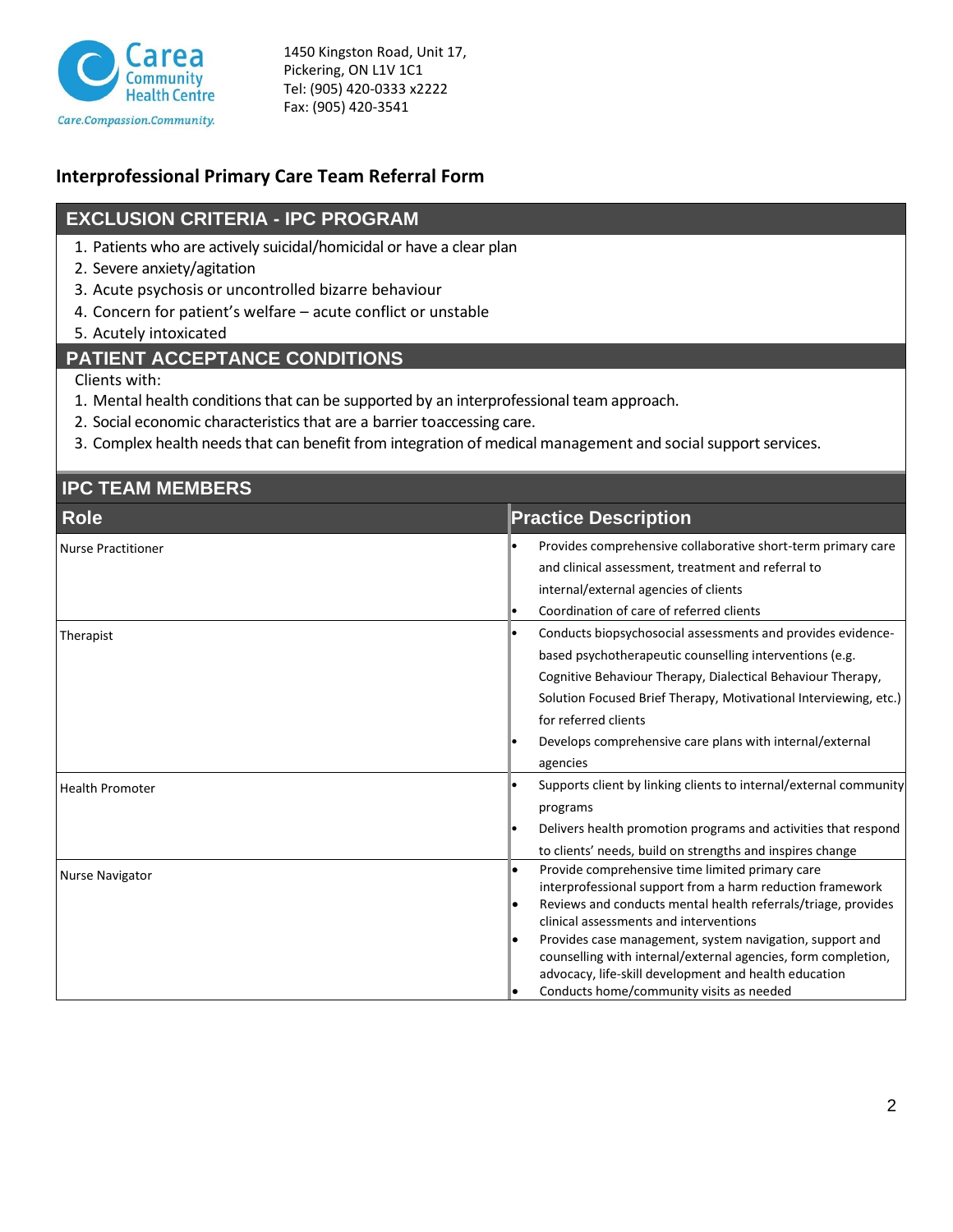Carea Community Health Centre

*Care.Compassion.Community.*

1450 Kingston Road, Unit 17,
Pickering, ON L1V 1C1
Tel: (905) 420-0333 x2222
Fax: (905) 420-3541

## Interprofessional Primary Care Team Referral Form

### EXCLUSION CRITERIA - IPC PROGRAM

1. Patients who are actively suicidal/homicidal or have a clear plan
2. Severe anxiety/agitation
3. Acute psychosis or uncontrolled bizarre behaviour
4. Concern for patient's welfare – acute conflict or unstable
5. Acutely intoxicated

### PATIENT ACCEPTANCE CONDITIONS

Clients with:

1. Mental health conditions that can be supported by an interprofessional team approach.
2. Social economic characteristics that are a barrier toaccessing care.
3. Complex health needs that can benefit from integration of medical management and social support services.

### IPC TEAM MEMBERS

| Role | Practice Description |
|---|---|
| Nurse Practitioner | • Provides comprehensive collaborative short-term primary care and clinical assessment, treatment and referral to internal/external agencies of clients<br>• Coordination of care of referred clients |
| Therapist | • Conducts biopsychosocial assessments and provides evidence-based psychotherapeutic counselling interventions (e.g. Cognitive Behaviour Therapy, Dialectical Behaviour Therapy, Solution Focused Brief Therapy, Motivational Interviewing, etc.) for referred clients<br>• Develops comprehensive care plans with internal/external agencies |
| Health Promoter | • Supports client by linking clients to internal/external community programs<br>• Delivers health promotion programs and activities that respond to clients' needs, build on strengths and inspires change |
| Nurse Navigator | • Provide comprehensive time limited primary care interprofessional support from a harm reduction framework<br>• Reviews and conducts mental health referrals/triage, provides clinical assessments and interventions<br>• Provides case management, system navigation, support and counselling with internal/external agencies, form completion, advocacy, life-skill development and health education<br>• Conducts home/community visits as needed |